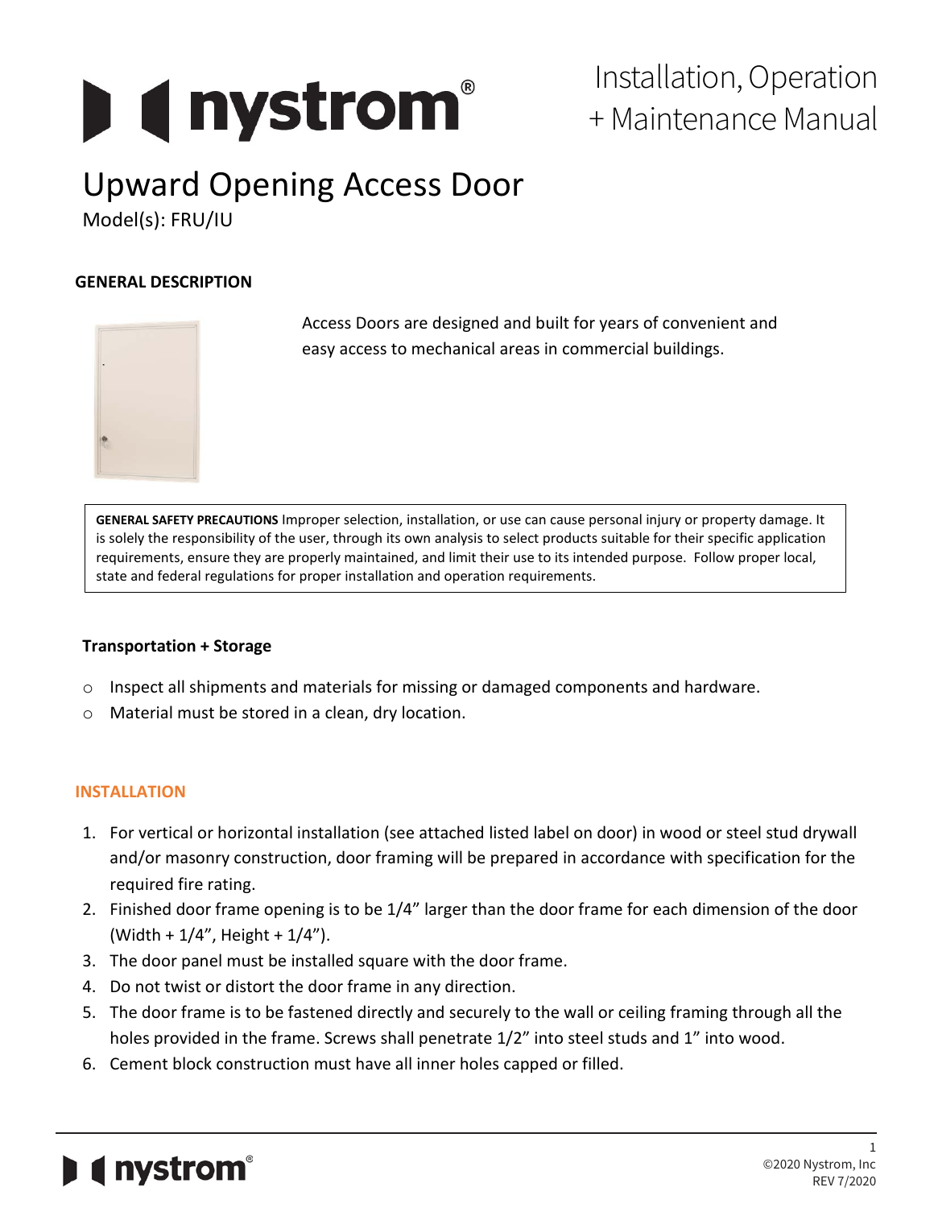# Upward Opening Access Door

Model(s): FRU/IU

Installation, Operation + Maintenance Manual

## GENERAL DESCRIPTION

Access Doors are designed and built for years of convenient and easy access to mechanical areas in commercial buildings.

**GENERAL SAFETY PRECAUTIONS** Improper selection, installation, or use can cause personal injury or property damage. It is solely the responsibility of the user, through its own analysis to select products suitable for their specific application requirements, ensure they are properly maintained, and limit their use to its intended purpose. Follow proper local, state and federal regulations for proper installation and operation requirements.

### Transportation + Storage

- Inspect all shipments and materials for missing or damaged components and hardware.
- Material must be stored in a clean, dry location.

## INSTALLATION

1. For vertical or horizontal installation (see attached listed label on door) in wood or steel stud drywall and/or masonry construction, door framing will be prepared in accordance with specification for the required fire rating.
2. Finished door frame opening is to be 1/4" larger than the door frame for each dimension of the door (Width + 1/4", Height + 1/4").
3. The door panel must be installed square with the door frame.
4. Do not twist or distort the door frame in any direction.
5. The door frame is to be fastened directly and securely to the wall or ceiling framing through all the holes provided in the frame. Screws shall penetrate 1/2" into steel studs and 1" into wood.
6. Cement block construction must have all inner holes capped or filled.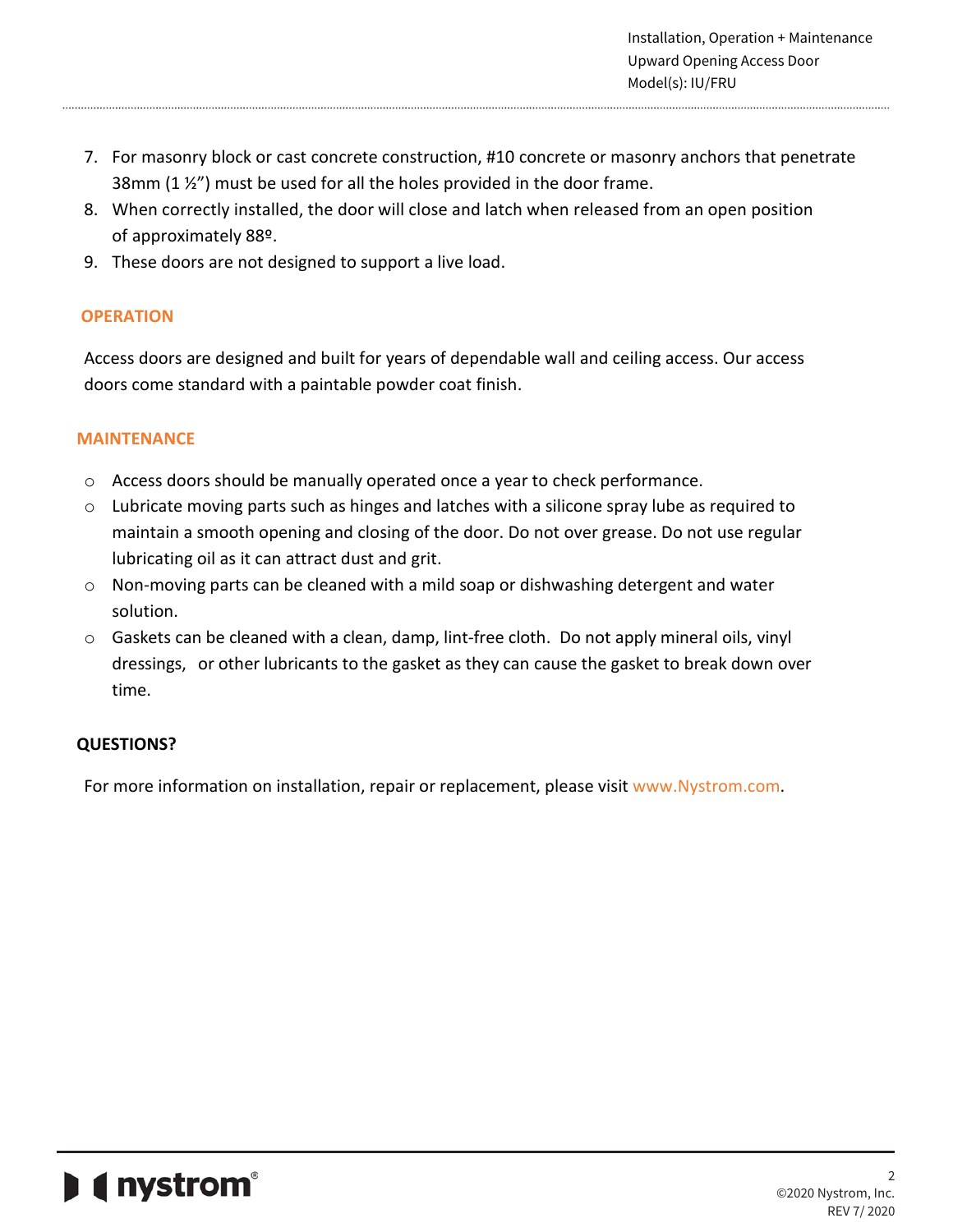7. For masonry block or cast concrete construction, #10 concrete or masonry anchors that penetrate 38mm (1 ½”) must be used for all the holes provided in the door frame.
8. When correctly installed, the door will close and latch when released from an open position of approximately 88º.
9. These doors are not designed to support a live load.

## OPERATION

Access doors are designed and built for years of dependable wall and ceiling access. Our access doors come standard with a paintable powder coat finish.

## MAINTENANCE

- Access doors should be manually operated once a year to check performance.
- Lubricate moving parts such as hinges and latches with a silicone spray lube as required to maintain a smooth opening and closing of the door. Do not over grease. Do not use regular lubricating oil as it can attract dust and grit.
- Non-moving parts can be cleaned with a mild soap or dishwashing detergent and water solution.
- Gaskets can be cleaned with a clean, damp, lint-free cloth. Do not apply mineral oils, vinyl dressings, or other lubricants to the gasket as they can cause the gasket to break down over time.

## QUESTIONS?

For more information on installation, repair or replacement, please visit www.Nystrom.com.